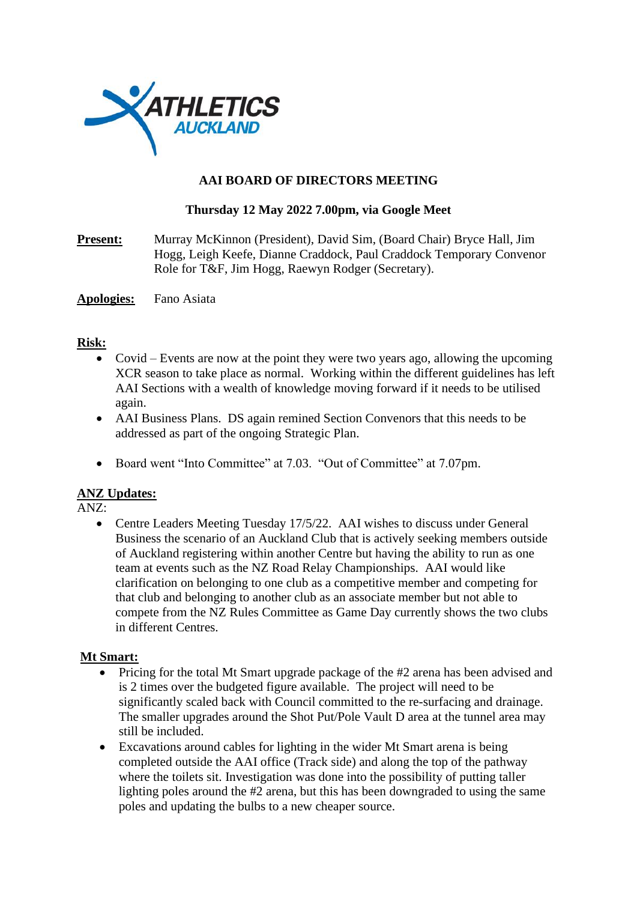# AAI BOARD OF DIRECTORS MEETING

**Thursday 12 May 2022 7.00pm, via Google Meet**

**Present:** Murray McKinnon (President), David Sim, (Board Chair) Bryce Hall, Jim Hogg, Leigh Keefe, Dianne Craddock, Paul Craddock Temporary Convenor Role for T&F, Jim Hogg, Raewyn Rodger (Secretary).

**Apologies:** Fano Asiata

**Risk:**

- Covid – Events are now at the point they were two years ago, allowing the upcoming XCR season to take place as normal. Working within the different guidelines has left AAI Sections with a wealth of knowledge moving forward if it needs to be utilised again.
- AAI Business Plans. DS again remined Section Convenors that this needs to be addressed as part of the ongoing Strategic Plan.
- Board went "Into Committee" at 7.03. "Out of Committee" at 7.07pm.

**ANZ Updates:**

ANZ:

- Centre Leaders Meeting Tuesday 17/5/22. AAI wishes to discuss under General Business the scenario of an Auckland Club that is actively seeking members outside of Auckland registering within another Centre but having the ability to run as one team at events such as the NZ Road Relay Championships. AAI would like clarification on belonging to one club as a competitive member and competing for that club and belonging to another club as an associate member but not able to compete from the NZ Rules Committee as Game Day currently shows the two clubs in different Centres.

**Mt Smart:**

- Pricing for the total Mt Smart upgrade package of the #2 arena has been advised and is 2 times over the budgeted figure available. The project will need to be significantly scaled back with Council committed to the re-surfacing and drainage. The smaller upgrades around the Shot Put/Pole Vault D area at the tunnel area may still be included.
- Excavations around cables for lighting in the wider Mt Smart arena is being completed outside the AAI office (Track side) and along the top of the pathway where the toilets sit. Investigation was done into the possibility of putting taller lighting poles around the #2 arena, but this has been downgraded to using the same poles and updating the bulbs to a new cheaper source.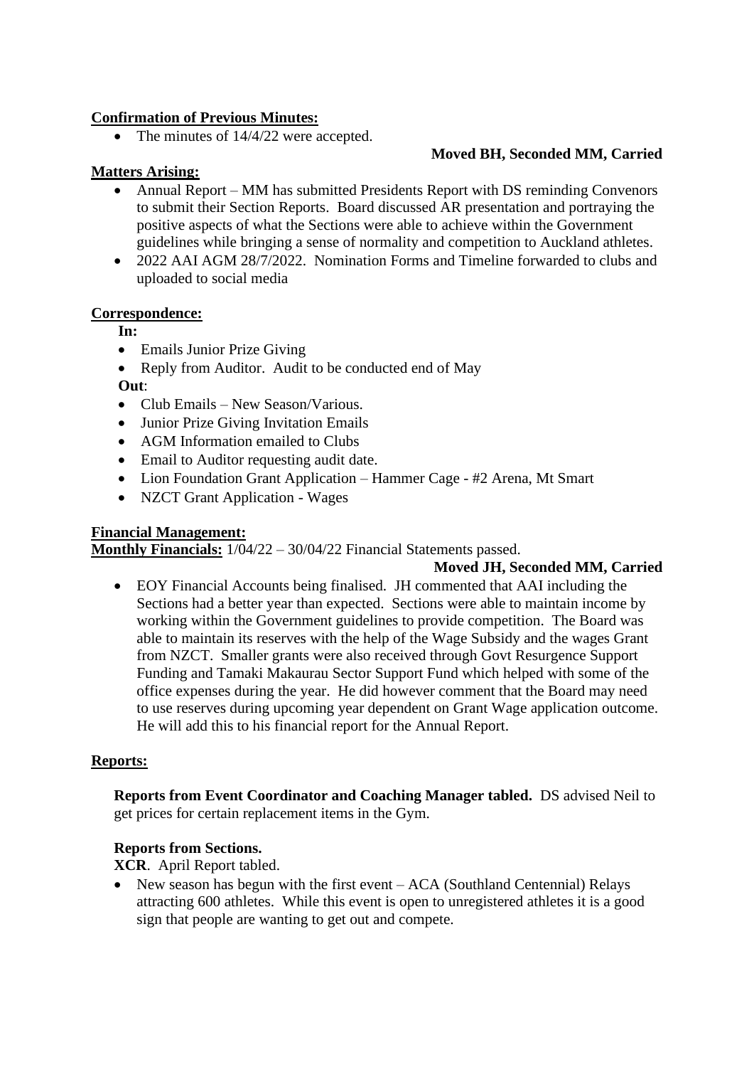**Confirmation of Previous Minutes:**

- The minutes of 14/4/22 were accepted.

**Moved BH, Seconded MM, Carried**

**Matters Arising:**

- Annual Report – MM has submitted Presidents Report with DS reminding Convenors to submit their Section Reports. Board discussed AR presentation and portraying the positive aspects of what the Sections were able to achieve within the Government guidelines while bringing a sense of normality and competition to Auckland athletes.
- 2022 AAI AGM 28/7/2022. Nomination Forms and Timeline forwarded to clubs and uploaded to social media

**Correspondence:**

**In:**

- Emails Junior Prize Giving
- Reply from Auditor. Audit to be conducted end of May

**Out**:

- Club Emails – New Season/Various.
- Junior Prize Giving Invitation Emails
- AGM Information emailed to Clubs
- Email to Auditor requesting audit date.
- Lion Foundation Grant Application – Hammer Cage - #2 Arena, Mt Smart
- NZCT Grant Application - Wages

**Financial Management:**

**Monthly Financials:** 1/04/22 – 30/04/22 Financial Statements passed.

**Moved JH, Seconded MM, Carried**

- EOY Financial Accounts being finalised. JH commented that AAI including the Sections had a better year than expected. Sections were able to maintain income by working within the Government guidelines to provide competition. The Board was able to maintain its reserves with the help of the Wage Subsidy and the wages Grant from NZCT. Smaller grants were also received through Govt Resurgence Support Funding and Tamaki Makaurau Sector Support Fund which helped with some of the office expenses during the year. He did however comment that the Board may need to use reserves during upcoming year dependent on Grant Wage application outcome. He will add this to his financial report for the Annual Report.

**Reports:**

**Reports from Event Coordinator and Coaching Manager tabled.** DS advised Neil to get prices for certain replacement items in the Gym.

**Reports from Sections.**

**XCR**. April Report tabled.

- New season has begun with the first event – ACA (Southland Centennial) Relays attracting 600 athletes. While this event is open to unregistered athletes it is a good sign that people are wanting to get out and compete.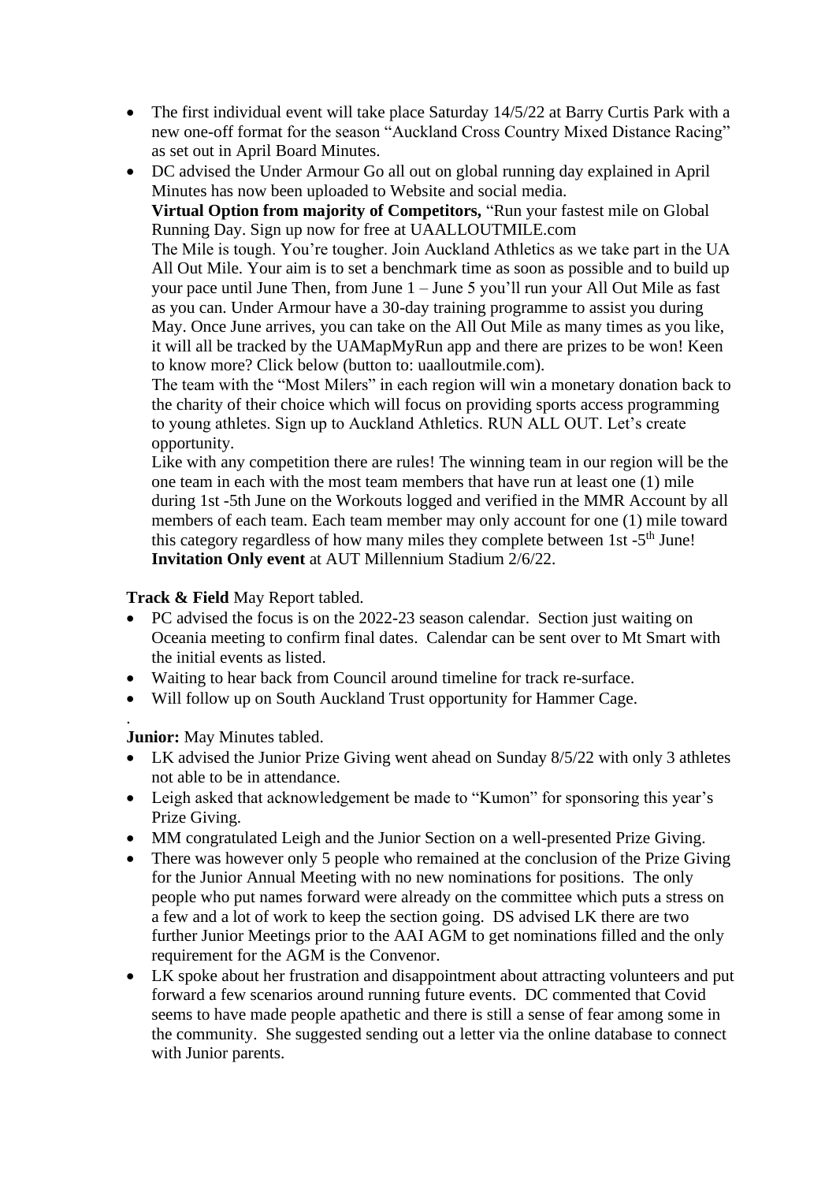- The first individual event will take place Saturday 14/5/22 at Barry Curtis Park with a new one-off format for the season "Auckland Cross Country Mixed Distance Racing" as set out in April Board Minutes.
- DC advised the Under Armour Go all out on global running day explained in April Minutes has now been uploaded to Website and social media.
  **Virtual Option from majority of Competitors,** "Run your fastest mile on Global Running Day. Sign up now for free at UAALLOUTMILE.com
  The Mile is tough. You're tougher. Join Auckland Athletics as we take part in the UA All Out Mile. Your aim is to set a benchmark time as soon as possible and to build up your pace until June Then, from June 1 – June 5 you'll run your All Out Mile as fast as you can. Under Armour have a 30-day training programme to assist you during May. Once June arrives, you can take on the All Out Mile as many times as you like, it will all be tracked by the UAMapMyRun app and there are prizes to be won! Keen to know more? Click below (button to: uaalloutmile.com).
  The team with the "Most Milers" in each region will win a monetary donation back to the charity of their choice which will focus on providing sports access programming to young athletes. Sign up to Auckland Athletics. RUN ALL OUT. Let's create opportunity.
  Like with any competition there are rules! The winning team in our region will be the one team in each with the most team members that have run at least one (1) mile during 1st -5th June on the Workouts logged and verified in the MMR Account by all members of each team. Each team member may only account for one (1) mile toward this category regardless of how many miles they complete between 1st -5th June!
  **Invitation Only event** at AUT Millennium Stadium 2/6/22.

**Track & Field** May Report tabled.

- PC advised the focus is on the 2022-23 season calendar. Section just waiting on Oceania meeting to confirm final dates. Calendar can be sent over to Mt Smart with the initial events as listed.
- Waiting to hear back from Council around timeline for track re-surface.
- Will follow up on South Auckland Trust opportunity for Hammer Cage.

.

**Junior:** May Minutes tabled.

- LK advised the Junior Prize Giving went ahead on Sunday 8/5/22 with only 3 athletes not able to be in attendance.
- Leigh asked that acknowledgement be made to "Kumon" for sponsoring this year's Prize Giving.
- MM congratulated Leigh and the Junior Section on a well-presented Prize Giving.
- There was however only 5 people who remained at the conclusion of the Prize Giving for the Junior Annual Meeting with no new nominations for positions. The only people who put names forward were already on the committee which puts a stress on a few and a lot of work to keep the section going. DS advised LK there are two further Junior Meetings prior to the AAI AGM to get nominations filled and the only requirement for the AGM is the Convenor.
- LK spoke about her frustration and disappointment about attracting volunteers and put forward a few scenarios around running future events. DC commented that Covid seems to have made people apathetic and there is still a sense of fear among some in the community. She suggested sending out a letter via the online database to connect with Junior parents.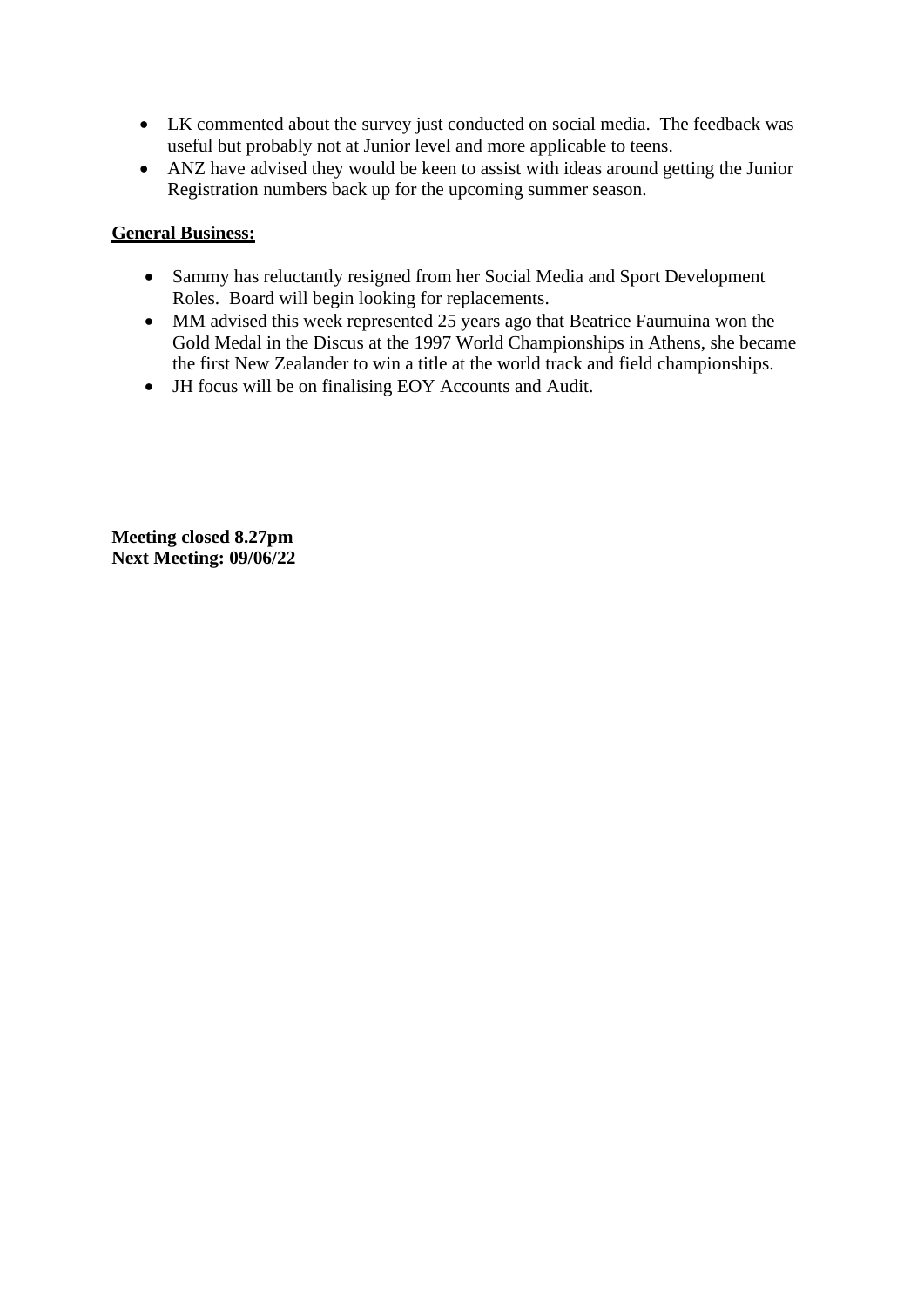- LK commented about the survey just conducted on social media. The feedback was useful but probably not at Junior level and more applicable to teens.
- ANZ have advised they would be keen to assist with ideas around getting the Junior Registration numbers back up for the upcoming summer season.

**General Business:**

- Sammy has reluctantly resigned from her Social Media and Sport Development Roles. Board will begin looking for replacements.
- MM advised this week represented 25 years ago that Beatrice Faumuina won the Gold Medal in the Discus at the 1997 World Championships in Athens, she became the first New Zealander to win a title at the world track and field championships.
- JH focus will be on finalising EOY Accounts and Audit.

**Meeting closed 8.27pm**
**Next Meeting: 09/06/22**